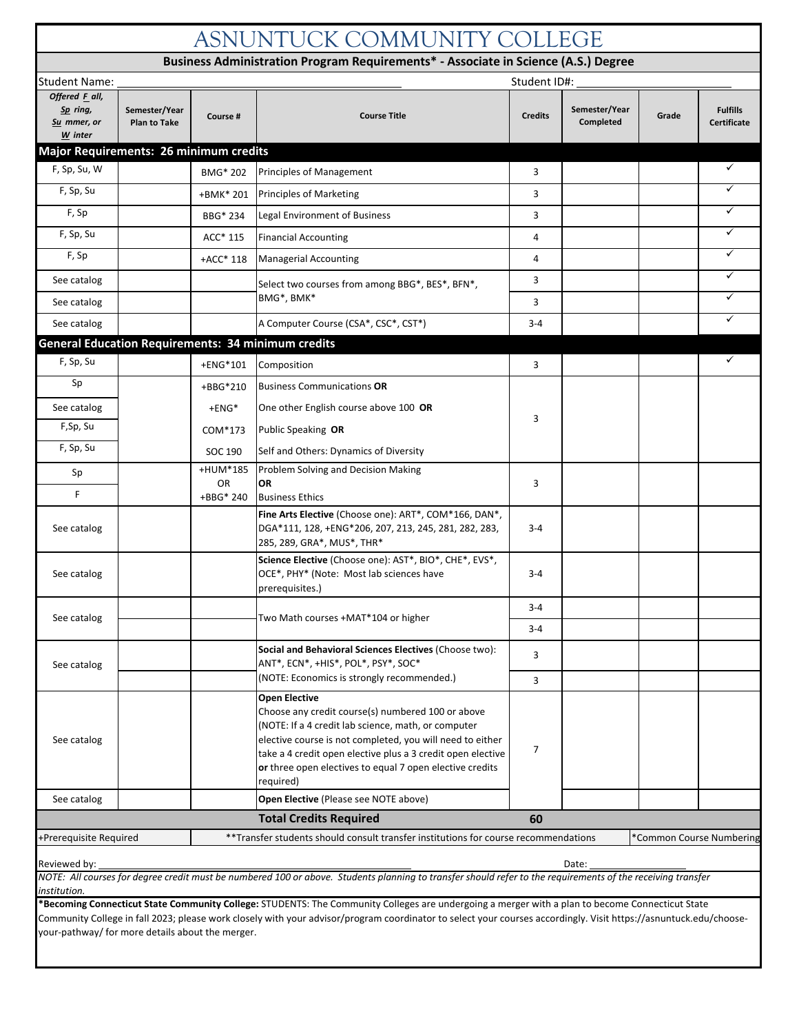# ASNUNTUCK COMMUNITY COLLEGE

## Business Administration Program Requirements* - Associate in Science (A.S.) Degree

Student Name: ______________________ Student ID#: ______________

| Offered *F* all, *Sp* ring, *Su* mmer, or *W* inter | Semester/Year Plan to Take | Course # | Course Title | Credits | Semester/Year Completed | Grade | Fulfills Certificate |
|---|---|---|---|---|---|---|---|
| **Major Requirements: 26 minimum credits** | | | | | | | |
| F, Sp, Su, W | | BMG* 202 | Principles of Management | 3 | | | ✓ |
| F, Sp, Su | | +BMK* 201 | Principles of Marketing | 3 | | | ✓ |
| F, Sp | | BBG* 234 | Legal Environment of Business | 3 | | | ✓ |
| F, Sp, Su | | ACC* 115 | Financial Accounting | 4 | | | ✓ |
| F, Sp | | +ACC* 118 | Managerial Accounting | 4 | | | ✓ |
| See catalog | | | Select two courses from among BBG*, BES*, BFN*, BMG*, BMK* | 3 | | | ✓ |
| See catalog | | | | 3 | | | ✓ |
| See catalog | | | A Computer Course (CSA*, CSC*, CST*) | 3-4 | | | ✓ |
| **General Education Requirements: 34 minimum credits** | | | | | | | |
| F, Sp, Su | | +ENG*101 | Composition | 3 | | | ✓ |
| Sp | | +BBG*210 | Business Communications **OR** | 3 | | | |
| See catalog | | +ENG* | One other English course above 100 **OR** | | | | |
| F,Sp, Su | | COM*173 | Public Speaking **OR** | | | | |
| F, Sp, Su | | SOC 190 | Self and Others: Dynamics of Diversity | | | | |
| Sp | | +HUM*185 OR | Problem Solving and Decision Making **OR** | 3 | | | |
| F | | +BBG* 240 | Business Ethics | | | | |
| See catalog | | | **Fine Arts Elective** (Choose one): ART*, COM*166, DAN*, DGA*111, 128, +ENG*206, 207, 213, 245, 281, 282, 283, 285, 289, GRA*, MUS*, THR* | 3-4 | | | |
| See catalog | | | **Science Elective** (Choose one): AST*, BIO*, CHE*, EVS*, OCE*, PHY* (Note: Most lab sciences have prerequisites.) | 3-4 | | | |
| See catalog | | | Two Math courses +MAT*104 or higher | 3-4 | | | |
| | | | | 3-4 | | | |
| See catalog | | | **Social and Behavioral Sciences Electives** (Choose two): ANT*, ECN*, +HIS*, POL*, PSY*, SOC* (NOTE: Economics is strongly recommended.) | 3 | | | |
| | | | | 3 | | | |
| See catalog | | | **Open Elective** Choose any credit course(s) numbered 100 or above (NOTE: If a 4 credit lab science, math, or computer elective course is not completed, you will need to either take a 4 credit open elective plus a 3 credit open elective **or** three open electives to equal 7 open elective credits required) | 7 | | | |
| See catalog | | | **Open Elective** (Please see NOTE above) | | | | |
| | | | **Total Credits Required** | **60** | | | |

+Prerequisite Required | **Transfer students should consult transfer institutions for course recommendations | *Common Course Numbering

Reviewed by: ______________________ Date: ______________

*NOTE: All courses for degree credit must be numbered 100 or above. Students planning to transfer should refer to the requirements of the receiving transfer institution.*

**\*Becoming Connecticut State Community College:** STUDENTS: The Community Colleges are undergoing a merger with a plan to become Connecticut State Community College in fall 2023; please work closely with your advisor/program coordinator to select your courses accordingly. Visit https://asnuntuck.edu/choose-your-pathway/ for more details about the merger.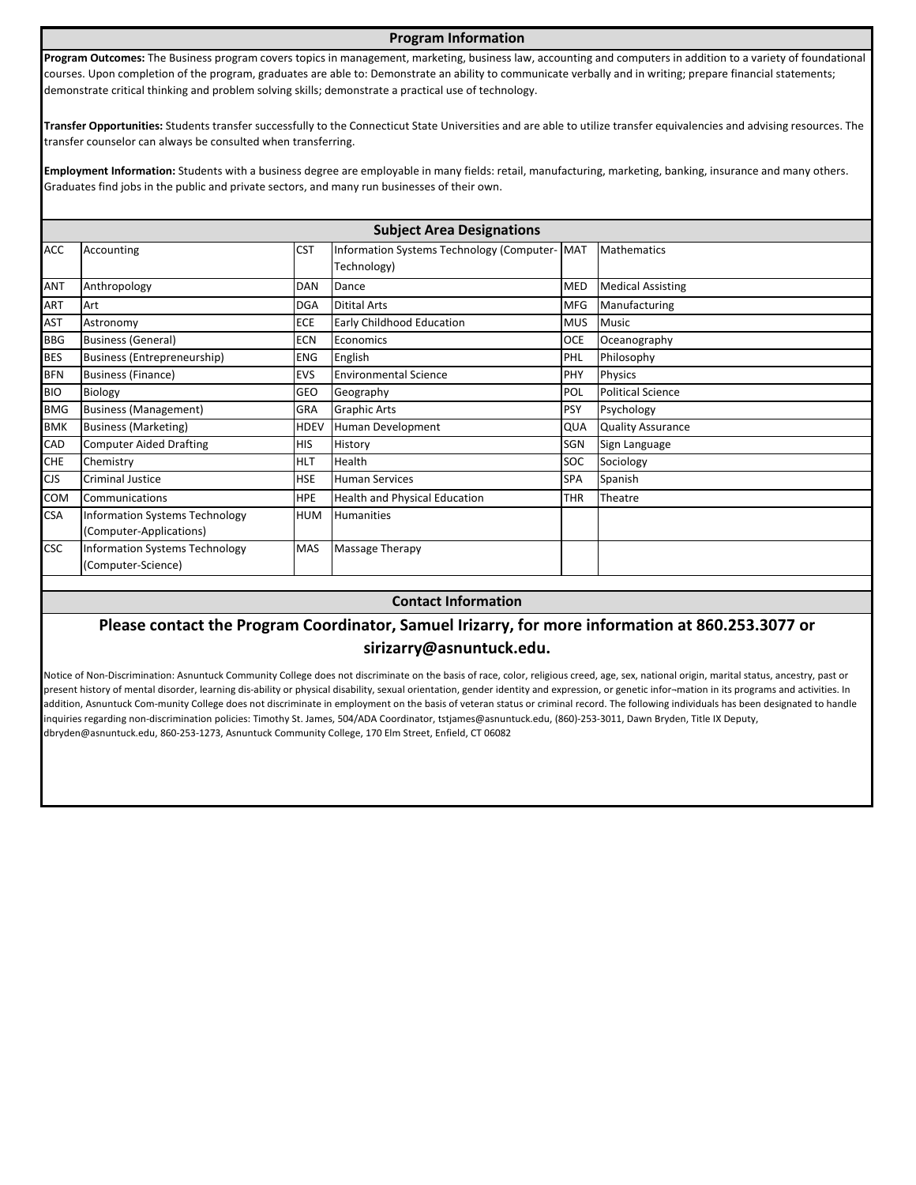## Program Information

**Program Outcomes:** The Business program covers topics in management, marketing, business law, accounting and computers in addition to a variety of foundational courses. Upon completion of the program, graduates are able to: Demonstrate an ability to communicate verbally and in writing; prepare financial statements; demonstrate critical thinking and problem solving skills; demonstrate a practical use of technology.

**Transfer Opportunities:** Students transfer successfully to the Connecticut State Universities and are able to utilize transfer equivalencies and advising resources. The transfer counselor can always be consulted when transferring.

**Employment Information:** Students with a business degree are employable in many fields: retail, manufacturing, marketing, banking, insurance and many others. Graduates find jobs in the public and private sectors, and many run businesses of their own.

## Subject Area Designations

| | | | | | |
|---|---|---|---|---|---|
| ACC | Accounting | CST | Information Systems Technology (Computer-Technology) | MAT | Mathematics |
| ANT | Anthropology | DAN | Dance | MED | Medical Assisting |
| ART | Art | DGA | Ditital Arts | MFG | Manufacturing |
| AST | Astronomy | ECE | Early Childhood Education | MUS | Music |
| BBG | Business (General) | ECN | Economics | OCE | Oceanography |
| BES | Business (Entrepreneurship) | ENG | English | PHL | Philosophy |
| BFN | Business (Finance) | EVS | Environmental Science | PHY | Physics |
| BIO | Biology | GEO | Geography | POL | Political Science |
| BMG | Business (Management) | GRA | Graphic Arts | PSY | Psychology |
| BMK | Business (Marketing) | HDEV | Human Development | QUA | Quality Assurance |
| CAD | Computer Aided Drafting | HIS | History | SGN | Sign Language |
| CHE | Chemistry | HLT | Health | SOC | Sociology |
| CJS | Criminal Justice | HSE | Human Services | SPA | Spanish |
| COM | Communications | HPE | Health and Physical Education | THR | Theatre |
| CSA | Information Systems Technology (Computer-Applications) | HUM | Humanities | | |
| CSC | Information Systems Technology (Computer-Science) | MAS | Massage Therapy | | |

## Contact Information

**Please contact the Program Coordinator, Samuel Irizarry, for more information at 860.253.3077 or sirizarry@asnuntuck.edu.**

Notice of Non-Discrimination: Asnuntuck Community College does not discriminate on the basis of race, color, religious creed, age, sex, national origin, marital status, ancestry, past or present history of mental disorder, learning dis-ability or physical disability, sexual orientation, gender identity and expression, or genetic infor¬mation in its programs and activities. In addition, Asnuntuck Com-munity College does not discriminate in employment on the basis of veteran status or criminal record. The following individuals has been designated to handle inquiries regarding non-discrimination policies: Timothy St. James, 504/ADA Coordinator, tstjames@asnuntuck.edu, (860)-253-3011, Dawn Bryden, Title IX Deputy, dbryden@asnuntuck.edu, 860-253-1273, Asnuntuck Community College, 170 Elm Street, Enfield, CT 06082